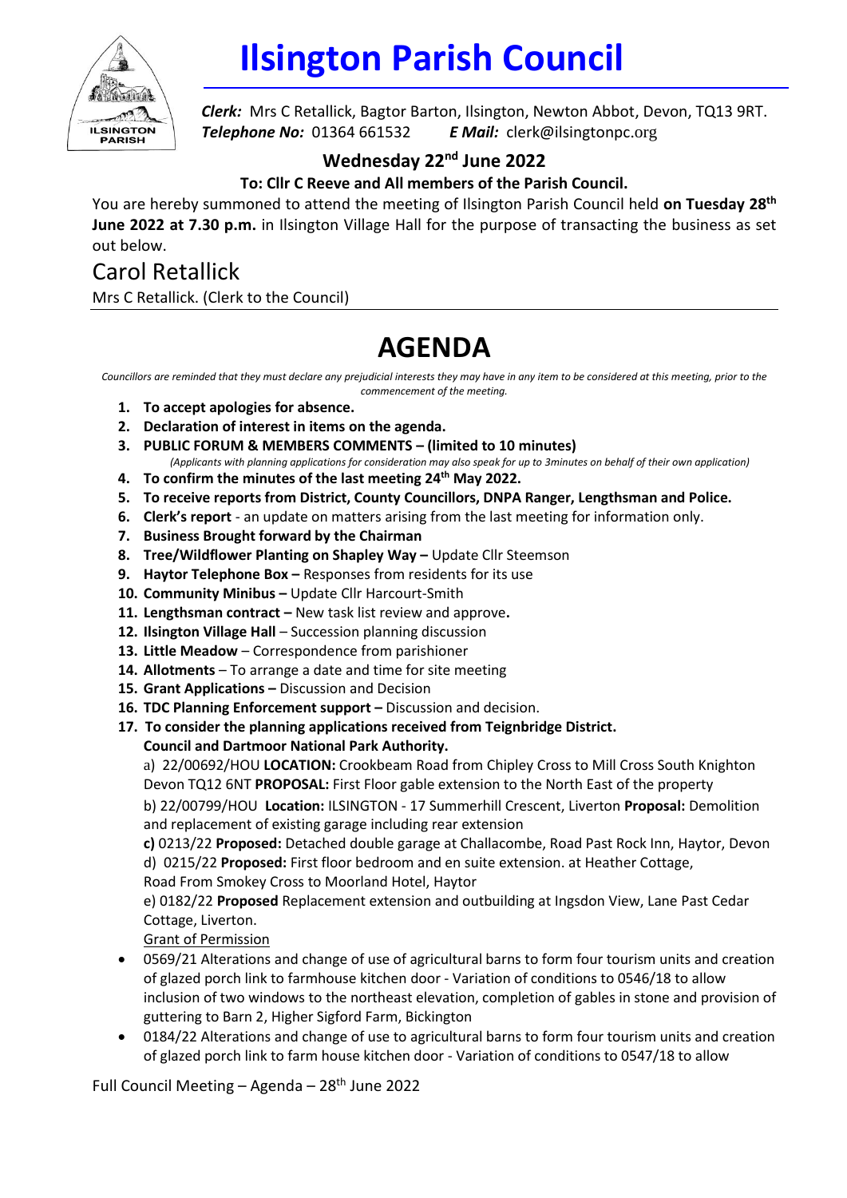# Ilsington Parish Council

***Clerk:*** Mrs C Retallick, Bagtor Barton, Ilsington, Newton Abbot, Devon, TQ13 9RT.
***Telephone No:*** 01364 661532 ***E Mail:*** clerk@ilsingtonpc.org

## Wednesday 22nd June 2022

**To: Cllr C Reeve and All members of the Parish Council.**

You are hereby summoned to attend the meeting of Ilsington Parish Council held **on Tuesday 28th June 2022 at 7.30 p.m.** in Ilsington Village Hall for the purpose of transacting the business as set out below.

Carol Retallick

Mrs C Retallick. (Clerk to the Council)

# AGENDA

*Councillors are reminded that they must declare any prejudicial interests they may have in any item to be considered at this meeting, prior to the commencement of the meeting.*

1. **To accept apologies for absence.**
2. **Declaration of interest in items on the agenda.**
3. **PUBLIC FORUM & MEMBERS COMMENTS – (limited to 10 minutes)**
   *(Applicants with planning applications for consideration may also speak for up to 3minutes on behalf of their own application)*
4. **To confirm the minutes of the last meeting 24th May 2022.**
5. **To receive reports from District, County Councillors, DNPA Ranger, Lengthsman and Police.**
6. **Clerk's report** - an update on matters arising from the last meeting for information only.
7. **Business Brought forward by the Chairman**
8. **Tree/Wildflower Planting on Shapley Way –** Update Cllr Steemson
9. **Haytor Telephone Box –** Responses from residents for its use
10. **Community Minibus –** Update Cllr Harcourt-Smith
11. **Lengthsman contract –** New task list review and approve**.**
12. **Ilsington Village Hall** – Succession planning discussion
13. **Little Meadow** – Correspondence from parishioner
14. **Allotments** – To arrange a date and time for site meeting
15. **Grant Applications –** Discussion and Decision
16. **TDC Planning Enforcement support –** Discussion and decision.
17. **To consider the planning applications received from Teignbridge District. Council and Dartmoor National Park Authority.**

    a) 22/00692/HOU **LOCATION:** Crookbeam Road from Chipley Cross to Mill Cross South Knighton Devon TQ12 6NT **PROPOSAL:** First Floor gable extension to the North East of the property

    b) 22/00799/HOU **Location:** ILSINGTON - 17 Summerhill Crescent, Liverton **Proposal:** Demolition and replacement of existing garage including rear extension

    **c)** 0213/22 **Proposed:** Detached double garage at Challacombe, Road Past Rock Inn, Haytor, Devon

    d) 0215/22 **Proposed:** First floor bedroom and en suite extension. at Heather Cottage, Road From Smokey Cross to Moorland Hotel, Haytor

    e) 0182/22 **Proposed** Replacement extension and outbuilding at Ingsdon View, Lane Past Cedar Cottage, Liverton.

    Grant of Permission

- 0569/21 Alterations and change of use of agricultural barns to form four tourism units and creation of glazed porch link to farmhouse kitchen door - Variation of conditions to 0546/18 to allow inclusion of two windows to the northeast elevation, completion of gables in stone and provision of guttering to Barn 2, Higher Sigford Farm, Bickington
- 0184/22 Alterations and change of use to agricultural barns to form four tourism units and creation of glazed porch link to farm house kitchen door - Variation of conditions to 0547/18 to allow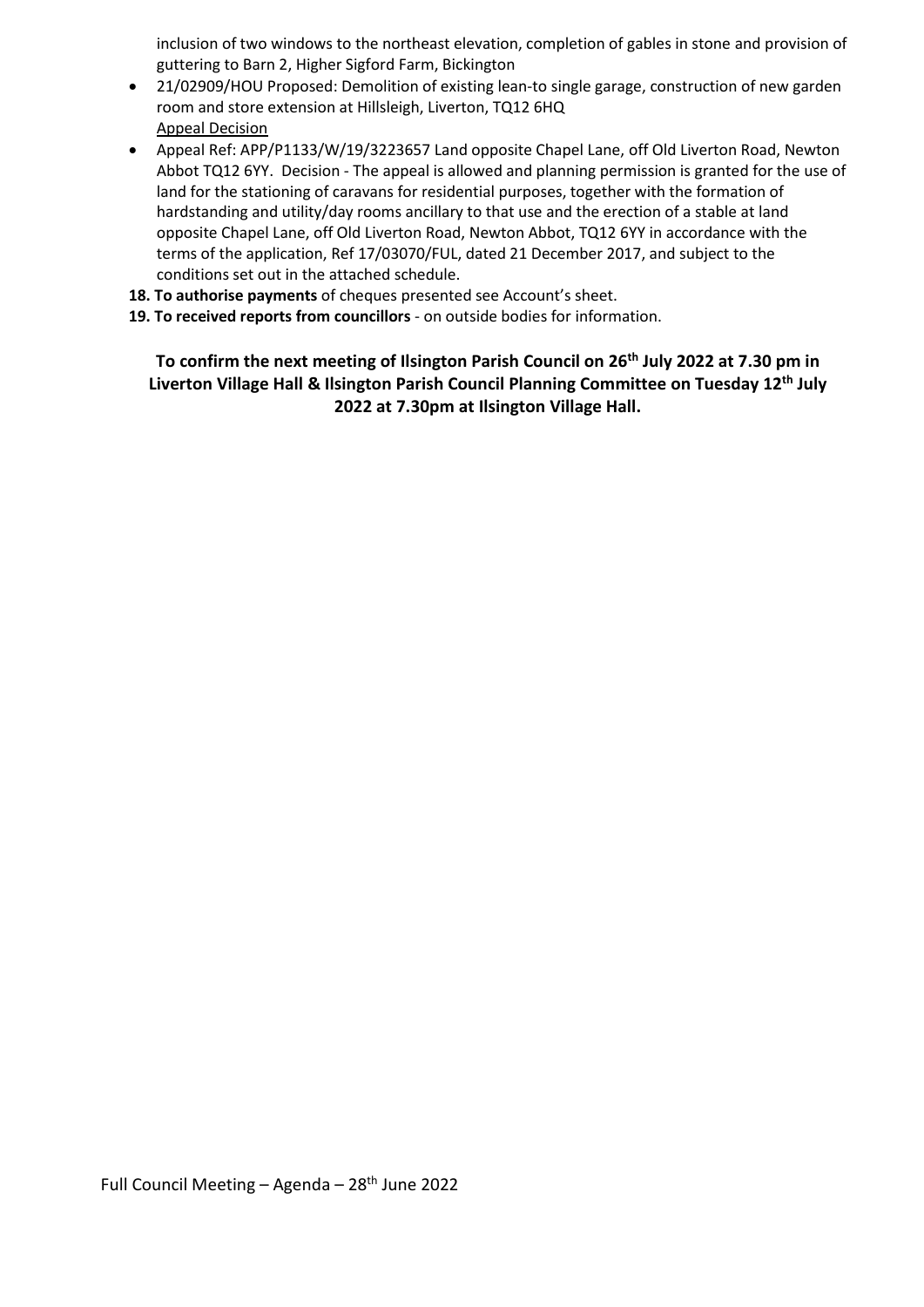inclusion of two windows to the northeast elevation, completion of gables in stone and provision of guttering to Barn 2, Higher Sigford Farm, Bickington

- 21/02909/HOU Proposed: Demolition of existing lean-to single garage, construction of new garden room and store extension at Hillsleigh, Liverton, TQ12 6HQ

  Appeal Decision

- Appeal Ref: APP/P1133/W/19/3223657 Land opposite Chapel Lane, off Old Liverton Road, Newton Abbot TQ12 6YY. Decision - The appeal is allowed and planning permission is granted for the use of land for the stationing of caravans for residential purposes, together with the formation of hardstanding and utility/day rooms ancillary to that use and the erection of a stable at land opposite Chapel Lane, off Old Liverton Road, Newton Abbot, TQ12 6YY in accordance with the terms of the application, Ref 17/03070/FUL, dated 21 December 2017, and subject to the conditions set out in the attached schedule.

**18. To authorise payments** of cheques presented see Account's sheet.

**19. To received reports from councillors** - on outside bodies for information.

**To confirm the next meeting of Ilsington Parish Council on 26th July 2022 at 7.30 pm in Liverton Village Hall & Ilsington Parish Council Planning Committee on Tuesday 12th July 2022 at 7.30pm at Ilsington Village Hall.**